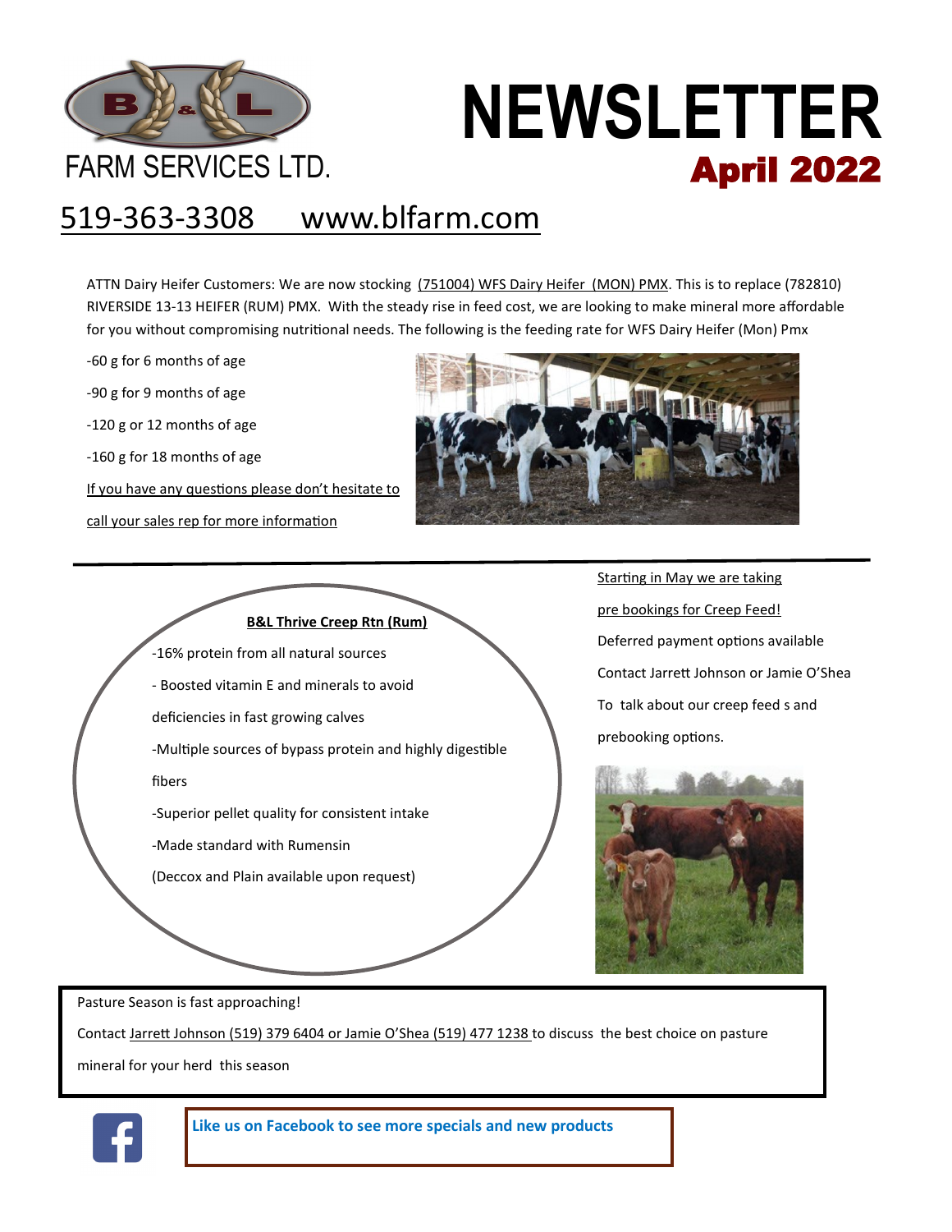# B & L FARM SERVICES LTD.

# NEWSLETTER

## April 2022

519-363-3308 www.blfarm.com

ATTN Dairy Heifer Customers: We are now stocking (751004) WFS Dairy Heifer (MON) PMX. This is to replace (782810) RIVERSIDE 13-13 HEIFER (RUM) PMX. With the steady rise in feed cost, we are looking to make mineral more affordable for you without compromising nutritional needs. The following is the feeding rate for WFS Dairy Heifer (Mon) Pmx

- -60 g for 6 months of age
- -90 g for 9 months of age
- -120 g or 12 months of age
- -160 g for 18 months of age

If you have any questions please don't hesitate to call your sales rep for more information

---

**B&L Thrive Creep Rtn (Rum)**

- -16% protein from all natural sources
- - Boosted vitamin E and minerals to avoid deficiencies in fast growing calves
- -Multiple sources of bypass protein and highly digestible fibers
- -Superior pellet quality for consistent intake
- -Made standard with Rumensin

(Deccox and Plain available upon request)

Starting in May we are taking pre bookings for Creep Feed!

Deferred payment options available

Contact Jarrett Johnson or Jamie O'Shea To talk about our creep feed s and prebooking options.

Pasture Season is fast approaching!

Contact Jarrett Johnson (519) 379 6404 or Jamie O'Shea (519) 477 1238 to discuss the best choice on pasture mineral for your herd this season

**Like us on Facebook to see more specials and new products**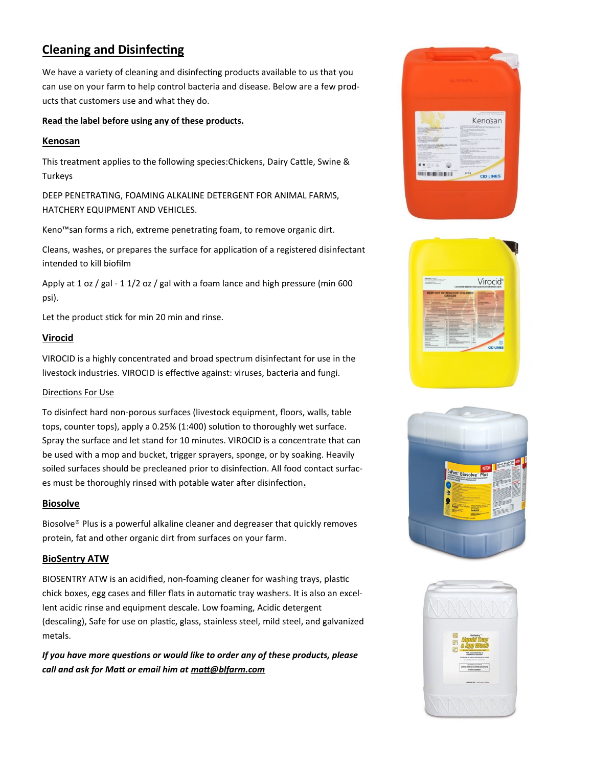## Cleaning and Disinfecting

We have a variety of cleaning and disinfecting products available to us that you can use on your farm to help control bacteria and disease. Below are a few products that customers use and what they do.

**Read the label before using any of these products.**

### Kenosan

This treatment applies to the following species:Chickens, Dairy Cattle, Swine & Turkeys

DEEP PENETRATING, FOAMING ALKALINE DETERGENT FOR ANIMAL FARMS, HATCHERY EQUIPMENT AND VEHICLES.

Keno™san forms a rich, extreme penetrating foam, to remove organic dirt.

Cleans, washes, or prepares the surface for application of a registered disinfectant intended to kill biofilm

Apply at 1 oz / gal - 1 1/2 oz / gal with a foam lance and high pressure (min 600 psi).

Let the product stick for min 20 min and rinse.

### Virocid

VIROCID is a highly concentrated and broad spectrum disinfectant for use in the livestock industries. VIROCID is effective against: viruses, bacteria and fungi.

Directions For Use

To disinfect hard non-porous surfaces (livestock equipment, floors, walls, table tops, counter tops), apply a 0.25% (1:400) solution to thoroughly wet surface. Spray the surface and let stand for 10 minutes. VIROCID is a concentrate that can be used with a mop and bucket, trigger sprayers, sponge, or by soaking. Heavily soiled surfaces should be precleaned prior to disinfection. All food contact surfaces must be thoroughly rinsed with potable water after disinfection.

### Biosolve

Biosolve® Plus is a powerful alkaline cleaner and degreaser that quickly removes protein, fat and other organic dirt from surfaces on your farm.

### BioSentry ATW

BIOSENTRY ATW is an acidified, non-foaming cleaner for washing trays, plastic chick boxes, egg cases and filler flats in automatic tray washers. It is also an excellent acidic rinse and equipment descale. Low foaming, Acidic detergent (descaling), Safe for use on plastic, glass, stainless steel, mild steel, and galvanized metals.

***If you have more questions or would like to order any of these products, please call and ask for Matt or email him at matt@blfarm.com***